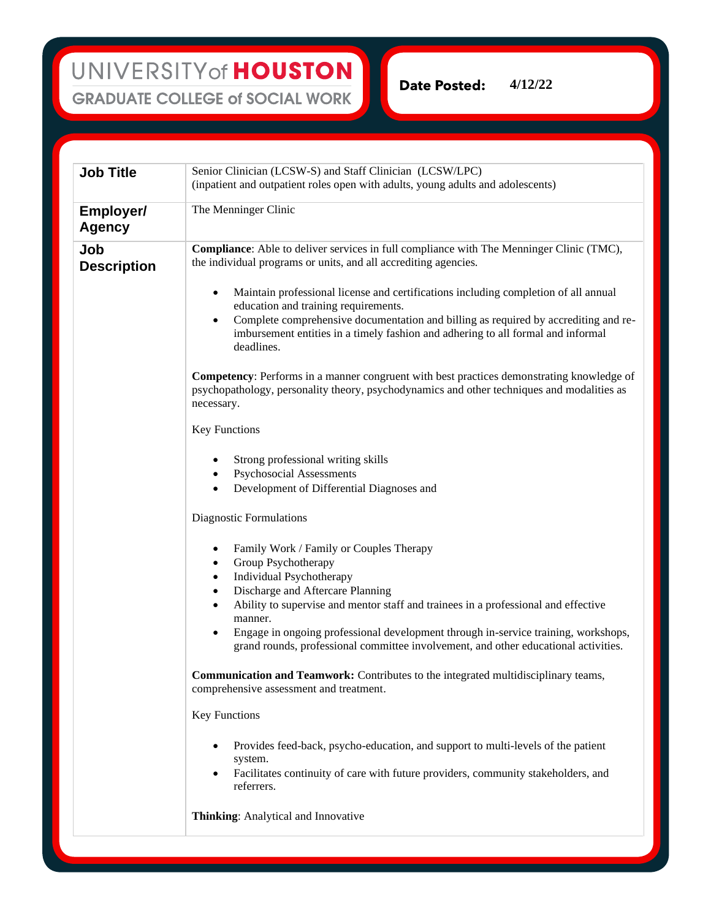**UNIVERSITY of HOUSTON**
**GRADUATE COLLEGE of SOCIAL WORK**

**Date Posted:** 4/12/22

| | |
|---|---|
| **Job Title** | Senior Clinician (LCSW-S) and Staff Clinician (LCSW/LPC)<br>(inpatient and outpatient roles open with adults, young adults and adolescents) |
| **Employer/ Agency** | The Menninger Clinic |
| **Job Description** | **Compliance**: Able to deliver services in full compliance with The Menninger Clinic (TMC), the individual programs or units, and all accrediting agencies.<br><br>• Maintain professional license and certifications including completion of all annual education and training requirements.<br>• Complete comprehensive documentation and billing as required by accrediting and re-imbursement entities in a timely fashion and adhering to all formal and informal deadlines.<br><br>**Competency**: Performs in a manner congruent with best practices demonstrating knowledge of psychopathology, personality theory, psychodynamics and other techniques and modalities as necessary.<br><br>Key Functions<br><br>• Strong professional writing skills<br>• Psychosocial Assessments<br>• Development of Differential Diagnoses and<br><br>Diagnostic Formulations<br><br>• Family Work / Family or Couples Therapy<br>• Group Psychotherapy<br>• Individual Psychotherapy<br>• Discharge and Aftercare Planning<br>• Ability to supervise and mentor staff and trainees in a professional and effective manner.<br>• Engage in ongoing professional development through in-service training, workshops, grand rounds, professional committee involvement, and other educational activities.<br><br>**Communication and Teamwork:** Contributes to the integrated multidisciplinary teams, comprehensive assessment and treatment.<br><br>Key Functions<br><br>• Provides feed-back, psycho-education, and support to multi-levels of the patient system.<br>• Facilitates continuity of care with future providers, community stakeholders, and referrers.<br><br>**Thinking**: Analytical and Innovative |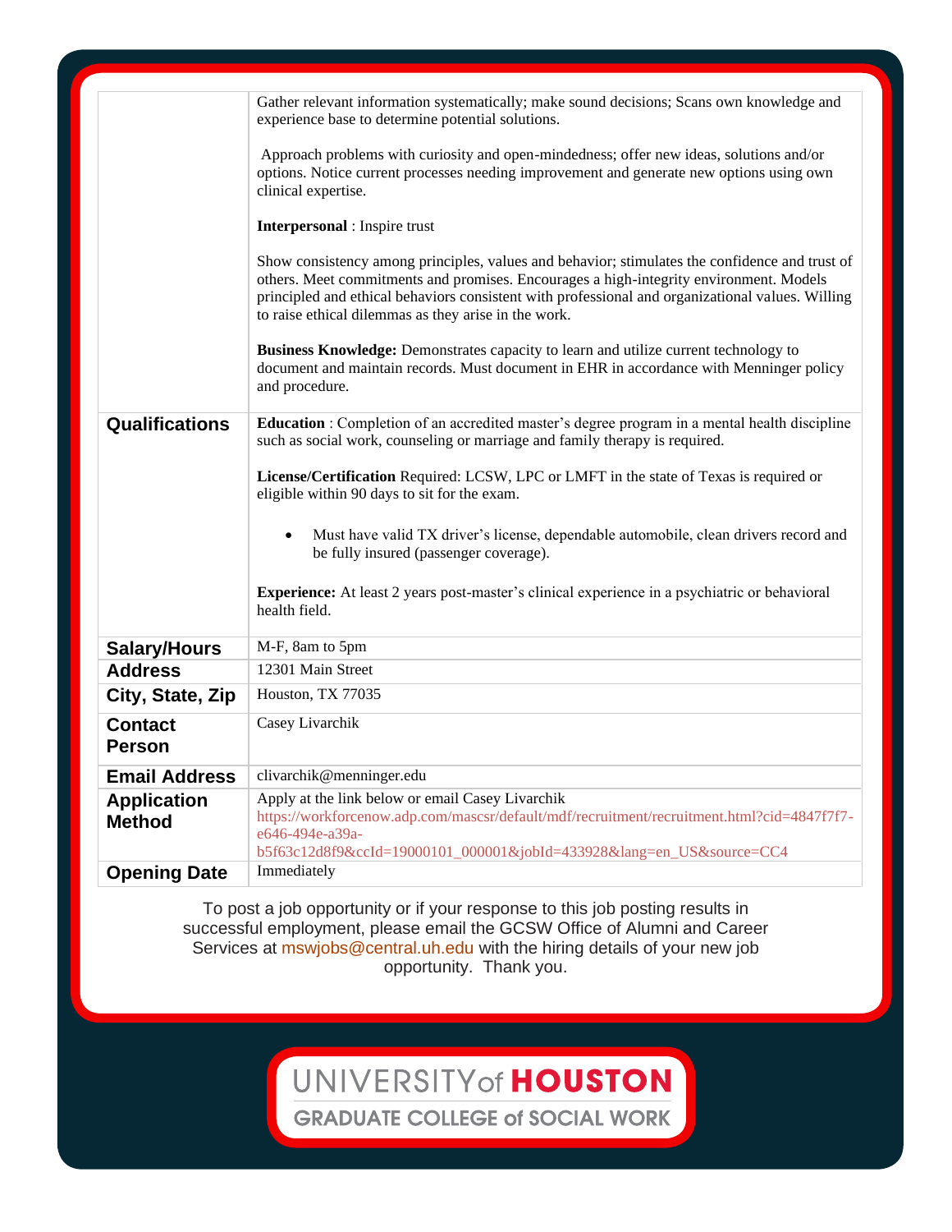| | |
|---|---|
| | Gather relevant information systematically; make sound decisions; Scans own knowledge and experience base to determine potential solutions.<br><br>Approach problems with curiosity and open-mindedness; offer new ideas, solutions and/or options. Notice current processes needing improvement and generate new options using own clinical expertise.<br><br>**Interpersonal** : Inspire trust<br><br>Show consistency among principles, values and behavior; stimulates the confidence and trust of others. Meet commitments and promises. Encourages a high-integrity environment. Models principled and ethical behaviors consistent with professional and organizational values. Willing to raise ethical dilemmas as they arise in the work.<br><br>**Business Knowledge:** Demonstrates capacity to learn and utilize current technology to document and maintain records. Must document in EHR in accordance with Menninger policy and procedure. |
| **Qualifications** | **Education** : Completion of an accredited master's degree program in a mental health discipline such as social work, counseling or marriage and family therapy is required.<br><br>**License/Certification** Required: LCSW, LPC or LMFT in the state of Texas is required or eligible within 90 days to sit for the exam.<br><br>• Must have valid TX driver's license, dependable automobile, clean drivers record and be fully insured (passenger coverage).<br><br>**Experience:** At least 2 years post-master's clinical experience in a psychiatric or behavioral health field. |
| **Salary/Hours** | M-F, 8am to 5pm |
| **Address** | 12301 Main Street |
| **City, State, Zip** | Houston, TX 77035 |
| **Contact Person** | Casey Livarchik |
| **Email Address** | clivarchik@menninger.edu |
| **Application Method** | Apply at the link below or email Casey Livarchik<br>https://workforcenow.adp.com/mascsr/default/mdf/recruitment/recruitment.html?cid=4847f7f7-e646-494e-a39a-b5f63c12d8f9&ccId=19000101_000001&jobId=433928&lang=en_US&source=CC4 |
| **Opening Date** | Immediately |

To post a job opportunity or if your response to this job posting results in successful employment, please email the GCSW Office of Alumni and Career Services at mswjobs@central.uh.edu with the hiring details of your new job opportunity. Thank you.

UNIVERSITY of HOUSTON
GRADUATE COLLEGE of SOCIAL WORK